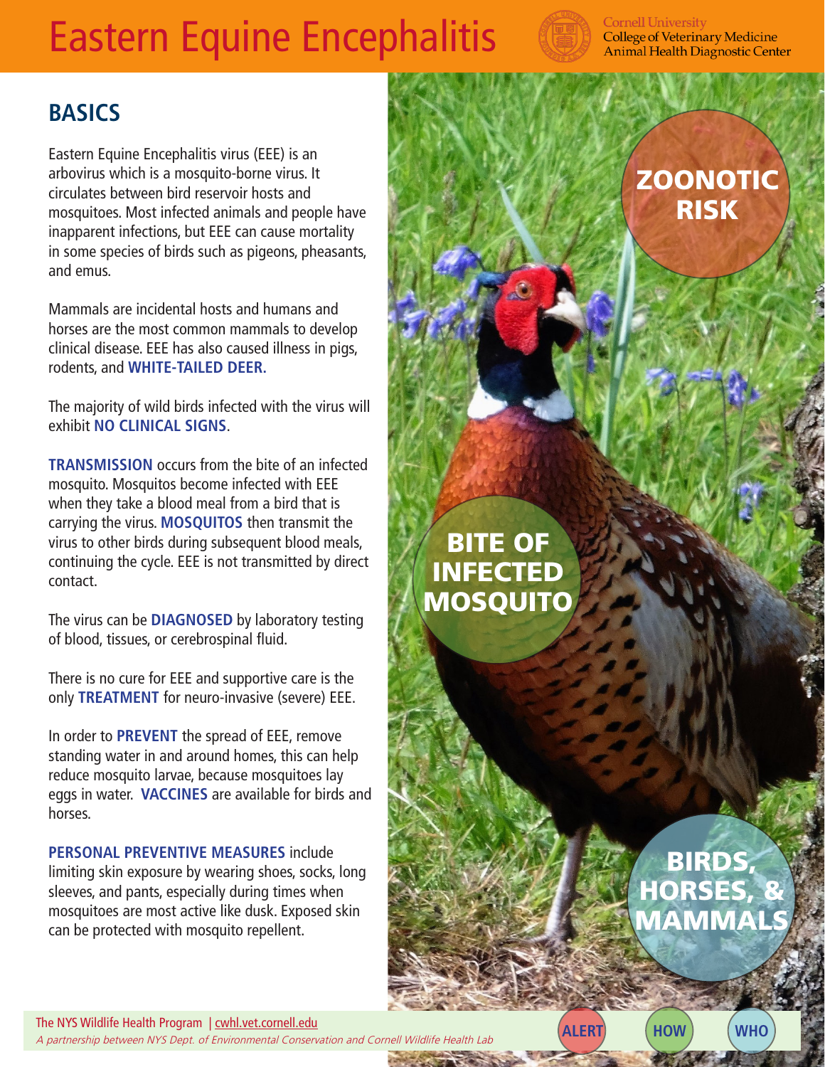# Eastern Equine Encephalitis

Cornell University
College of Veterinary Medicine
Animal Health Diagnostic Center

## BASICS

Eastern Equine Encephalitis virus (EEE) is an arbovirus which is a mosquito-borne virus. It circulates between bird reservoir hosts and mosquitoes. Most infected animals and people have inapparent infections, but EEE can cause mortality in some species of birds such as pigeons, pheasants, and emus.

Mammals are incidental hosts and humans and horses are the most common mammals to develop clinical disease. EEE has also caused illness in pigs, rodents, and **WHITE-TAILED DEER**.

The majority of wild birds infected with the virus will exhibit **NO CLINICAL SIGNS**.

**TRANSMISSION** occurs from the bite of an infected mosquito. Mosquitos become infected with EEE when they take a blood meal from a bird that is carrying the virus. **MOSQUITOS** then transmit the virus to other birds during subsequent blood meals, continuing the cycle. EEE is not transmitted by direct contact.

The virus can be **DIAGNOSED** by laboratory testing of blood, tissues, or cerebrospinal fluid.

There is no cure for EEE and supportive care is the only **TREATMENT** for neuro-invasive (severe) EEE.

In order to **PREVENT** the spread of EEE, remove standing water in and around homes, this can help reduce mosquito larvae, because mosquitoes lay eggs in water. **VACCINES** are available for birds and horses.

**PERSONAL PREVENTIVE MEASURES** include limiting skin exposure by wearing shoes, socks, long sleeves, and pants, especially during times when mosquitoes are most active like dusk. Exposed skin can be protected with mosquito repellent.

**ZOONOTIC RISK**

**BITE OF INFECTED MOSQUITO**

**BIRDS, HORSES, & MAMMALS**

ALERT | HOW | WHO

The NYS Wildlife Health Program | cwhl.vet.cornell.edu
*A partnership between NYS Dept. of Environmental Conservation and Cornell Wildlife Health Lab*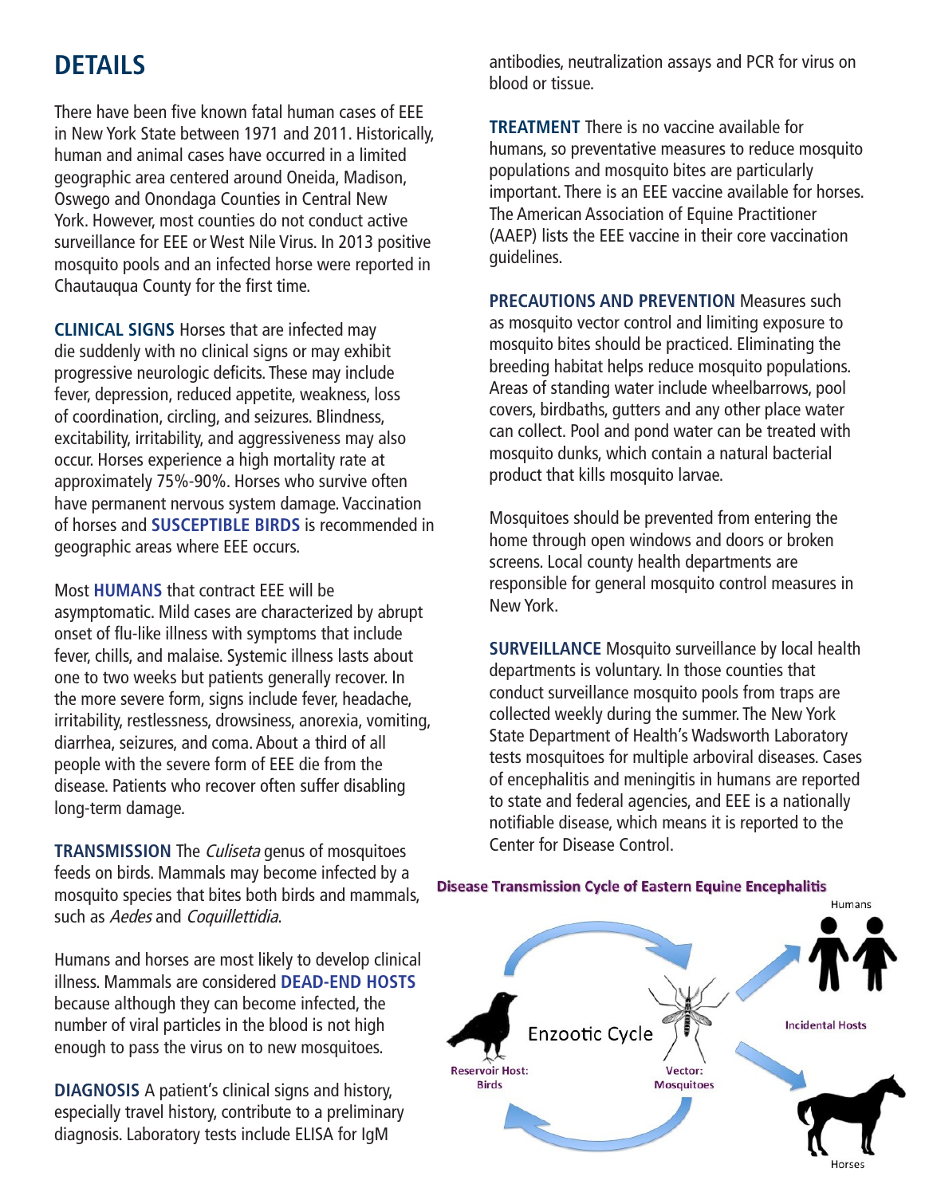# DETAILS

There have been five known fatal human cases of EEE in New York State between 1971 and 2011. Historically, human and animal cases have occurred in a limited geographic area centered around Oneida, Madison, Oswego and Onondaga Counties in Central New York. However, most counties do not conduct active surveillance for EEE or West Nile Virus. In 2013 positive mosquito pools and an infected horse were reported in Chautauqua County for the first time.

**CLINICAL SIGNS** Horses that are infected may die suddenly with no clinical signs or may exhibit progressive neurologic deficits. These may include fever, depression, reduced appetite, weakness, loss of coordination, circling, and seizures. Blindness, excitability, irritability, and aggressiveness may also occur. Horses experience a high mortality rate at approximately 75%-90%. Horses who survive often have permanent nervous system damage. Vaccination of horses and **SUSCEPTIBLE BIRDS** is recommended in geographic areas where EEE occurs.

Most **HUMANS** that contract EEE will be asymptomatic. Mild cases are characterized by abrupt onset of flu-like illness with symptoms that include fever, chills, and malaise. Systemic illness lasts about one to two weeks but patients generally recover. In the more severe form, signs include fever, headache, irritability, restlessness, drowsiness, anorexia, vomiting, diarrhea, seizures, and coma. About a third of all people with the severe form of EEE die from the disease. Patients who recover often suffer disabling long-term damage.

**TRANSMISSION** The *Culiseta* genus of mosquitoes feeds on birds. Mammals may become infected by a mosquito species that bites both birds and mammals, such as *Aedes* and *Coquillettidia*.

Humans and horses are most likely to develop clinical illness. Mammals are considered **DEAD-END HOSTS** because although they can become infected, the number of viral particles in the blood is not high enough to pass the virus on to new mosquitoes.

**DIAGNOSIS** A patient's clinical signs and history, especially travel history, contribute to a preliminary diagnosis. Laboratory tests include ELISA for IgM antibodies, neutralization assays and PCR for virus on blood or tissue.

**TREATMENT** There is no vaccine available for humans, so preventative measures to reduce mosquito populations and mosquito bites are particularly important. There is an EEE vaccine available for horses. The American Association of Equine Practitioner (AAEP) lists the EEE vaccine in their core vaccination guidelines.

**PRECAUTIONS AND PREVENTION** Measures such as mosquito vector control and limiting exposure to mosquito bites should be practiced. Eliminating the breeding habitat helps reduce mosquito populations. Areas of standing water include wheelbarrows, pool covers, birdbaths, gutters and any other place water can collect. Pool and pond water can be treated with mosquito dunks, which contain a natural bacterial product that kills mosquito larvae.

Mosquitoes should be prevented from entering the home through open windows and doors or broken screens. Local county health departments are responsible for general mosquito control measures in New York.

**SURVEILLANCE** Mosquito surveillance by local health departments is voluntary. In those counties that conduct surveillance mosquito pools from traps are collected weekly during the summer. The New York State Department of Health's Wadsworth Laboratory tests mosquitoes for multiple arboviral diseases. Cases of encephalitis and meningitis in humans are reported to state and federal agencies, and EEE is a nationally notifiable disease, which means it is reported to the Center for Disease Control.

**Disease Transmission Cycle of Eastern Equine Encephalitis**

Enzootic Cycle

Reservoir Host: Birds

Vector: Mosquitoes

Incidental Hosts

Humans

Horses